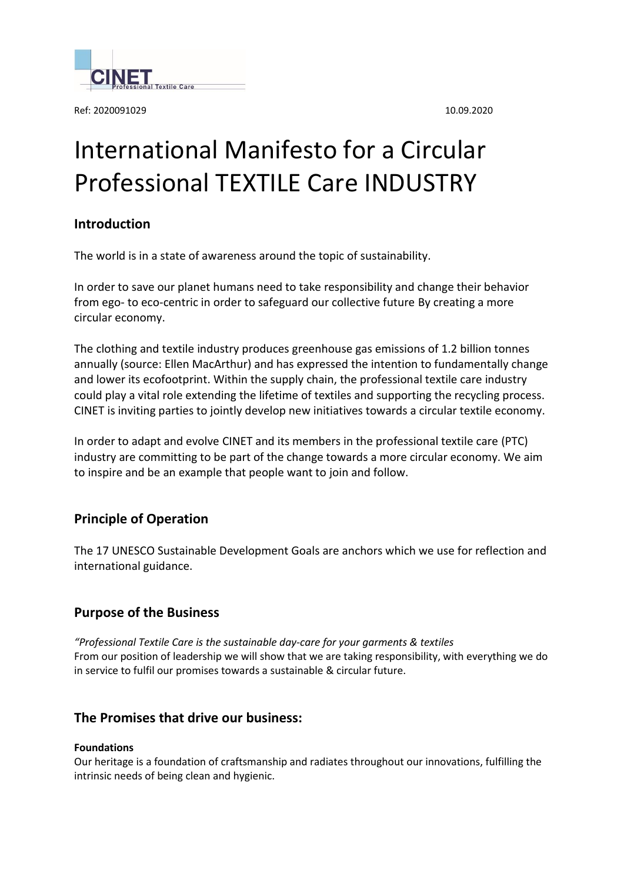CINET
Professional Textile Care

Ref: 2020091029 10.09.2020

# International Manifesto for a Circular Professional TEXTILE Care INDUSTRY

## Introduction

The world is in a state of awareness around the topic of sustainability.

In order to save our planet humans need to take responsibility and change their behavior from ego- to eco-centric in order to safeguard our collective future By creating a more circular economy.

The clothing and textile industry produces greenhouse gas emissions of 1.2 billion tonnes annually (source: Ellen MacArthur) and has expressed the intention to fundamentally change and lower its ecofootprint. Within the supply chain, the professional textile care industry could play a vital role extending the lifetime of textiles and supporting the recycling process. CINET is inviting parties to jointly develop new initiatives towards a circular textile economy.

In order to adapt and evolve CINET and its members in the professional textile care (PTC) industry are committing to be part of the change towards a more circular economy. We aim to inspire and be an example that people want to join and follow.

## Principle of Operation

The 17 UNESCO Sustainable Development Goals are anchors which we use for reflection and international guidance.

## Purpose of the Business

*"Professional Textile Care is the sustainable day-care for your garments & textiles*
From our position of leadership we will show that we are taking responsibility, with everything we do in service to fulfil our promises towards a sustainable & circular future.

## The Promises that drive our business:

**Foundations**
Our heritage is a foundation of craftsmanship and radiates throughout our innovations, fulfilling the intrinsic needs of being clean and hygienic.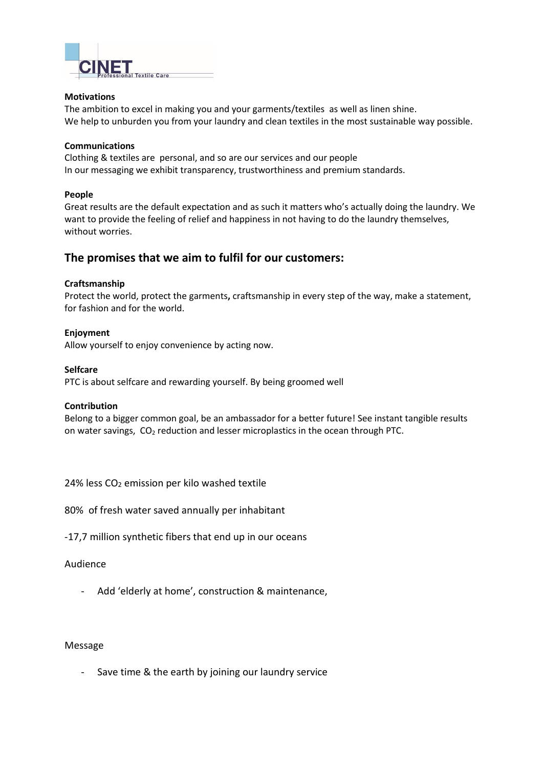**Motivations**
The ambition to excel in making you and your garments/textiles as well as linen shine.
We help to unburden you from your laundry and clean textiles in the most sustainable way possible.

**Communications**
Clothing & textiles are personal, and so are our services and our people
In our messaging we exhibit transparency, trustworthiness and premium standards.

**People**
Great results are the default expectation and as such it matters who's actually doing the laundry. We want to provide the feeling of relief and happiness in not having to do the laundry themselves, without worries.

## The promises that we aim to fulfil for our customers:

**Craftsmanship**
Protect the world, protect the garments**,** craftsmanship in every step of the way, make a statement, for fashion and for the world.

**Enjoyment**
Allow yourself to enjoy convenience by acting now.

**Selfcare**
PTC is about selfcare and rewarding yourself. By being groomed well

**Contribution**
Belong to a bigger common goal, be an ambassador for a better future! See instant tangible results on water savings, $CO_2$ reduction and lesser microplastics in the ocean through PTC.

24% less $CO_2$ emission per kilo washed textile

80% of fresh water saved annually per inhabitant

-17,7 million synthetic fibers that end up in our oceans

Audience

- Add 'elderly at home', construction & maintenance,

Message

- Save time & the earth by joining our laundry service